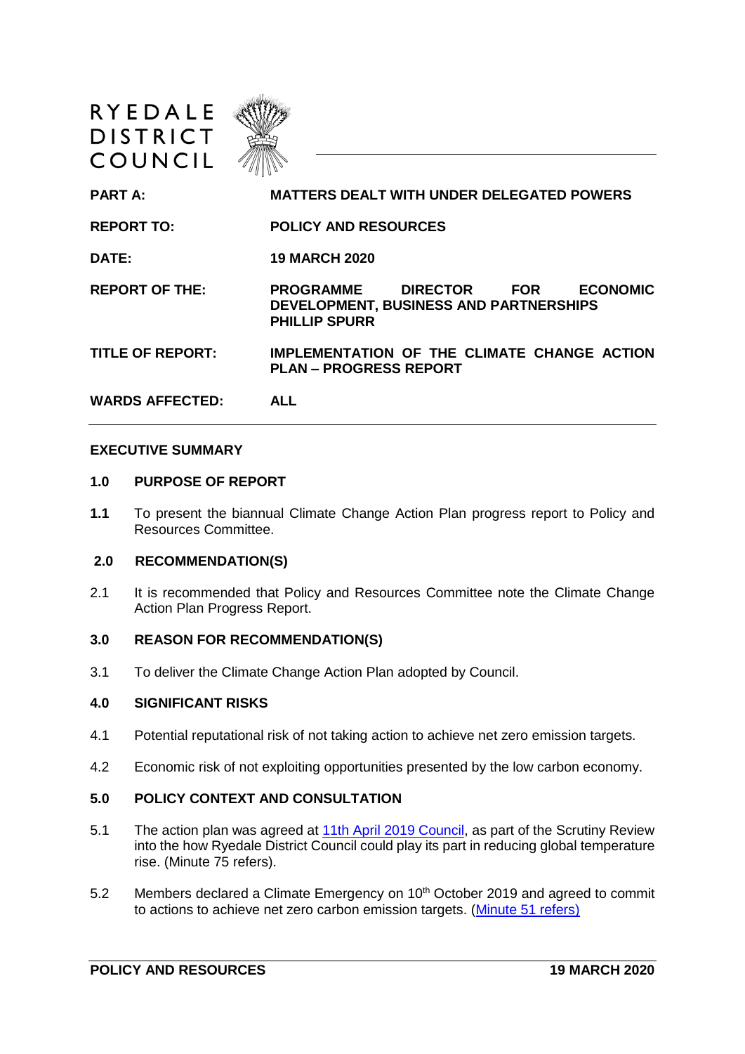RYEDALE DISTRICT COUNCIL

| | |
|---|---|
| **PART A:** | **MATTERS DEALT WITH UNDER DELEGATED POWERS** |
| **REPORT TO:** | **POLICY AND RESOURCES** |
| **DATE:** | **19 MARCH 2020** |
| **REPORT OF THE:** | **PROGRAMME DIRECTOR FOR ECONOMIC DEVELOPMENT, BUSINESS AND PARTNERSHIPS PHILLIP SPURR** |
| **TITLE OF REPORT:** | **IMPLEMENTATION OF THE CLIMATE CHANGE ACTION PLAN – PROGRESS REPORT** |
| **WARDS AFFECTED:** | **ALL** |

## EXECUTIVE SUMMARY

### 1.0 PURPOSE OF REPORT

**1.1** To present the biannual Climate Change Action Plan progress report to Policy and Resources Committee.

### 2.0 RECOMMENDATION(S)

2.1 It is recommended that Policy and Resources Committee note the Climate Change Action Plan Progress Report.

### 3.0 REASON FOR RECOMMENDATION(S)

3.1 To deliver the Climate Change Action Plan adopted by Council.

### 4.0 SIGNIFICANT RISKS

4.1 Potential reputational risk of not taking action to achieve net zero emission targets.

4.2 Economic risk of not exploiting opportunities presented by the low carbon economy.

### 5.0 POLICY CONTEXT AND CONSULTATION

5.1 The action plan was agreed at 11th April 2019 Council, as part of the Scrutiny Review into the how Ryedale District Council could play its part in reducing global temperature rise. (Minute 75 refers).

5.2 Members declared a Climate Emergency on 10th October 2019 and agreed to commit to actions to achieve net zero carbon emission targets. (Minute 51 refers)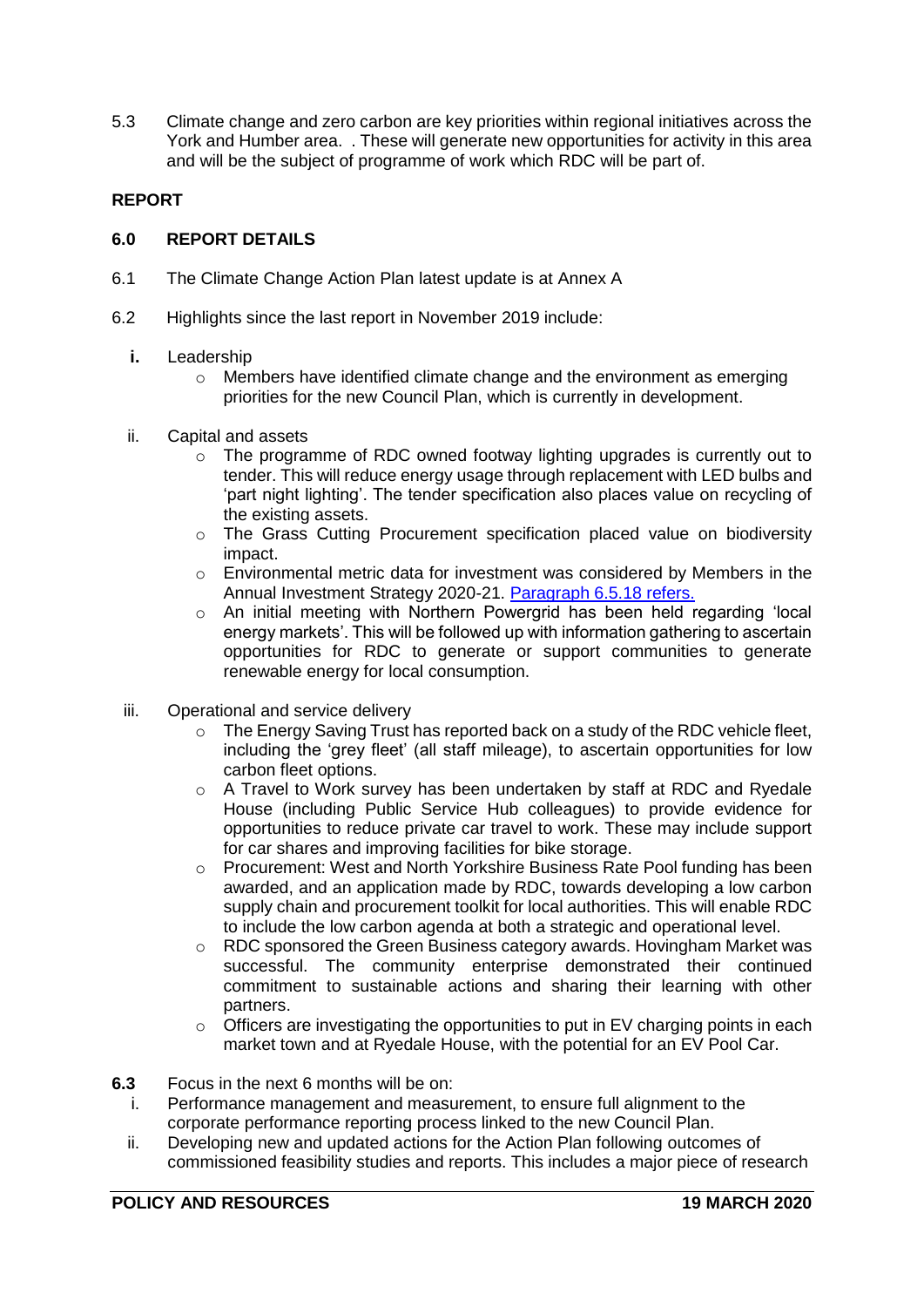5.3 Climate change and zero carbon are key priorities within regional initiatives across the York and Humber area. . These will generate new opportunities for activity in this area and will be the subject of programme of work which RDC will be part of.

**REPORT**

**6.0 REPORT DETAILS**

6.1 The Climate Change Action Plan latest update is at Annex A

6.2 Highlights since the last report in November 2019 include:

**i.** Leadership

- Members have identified climate change and the environment as emerging priorities for the new Council Plan, which is currently in development.

ii. Capital and assets

- The programme of RDC owned footway lighting upgrades is currently out to tender. This will reduce energy usage through replacement with LED bulbs and 'part night lighting'. The tender specification also places value on recycling of the existing assets.
- The Grass Cutting Procurement specification placed value on biodiversity impact.
- Environmental metric data for investment was considered by Members in the Annual Investment Strategy 2020-21. Paragraph 6.5.18 refers.
- An initial meeting with Northern Powergrid has been held regarding 'local energy markets'. This will be followed up with information gathering to ascertain opportunities for RDC to generate or support communities to generate renewable energy for local consumption.

iii. Operational and service delivery

- The Energy Saving Trust has reported back on a study of the RDC vehicle fleet, including the 'grey fleet' (all staff mileage), to ascertain opportunities for low carbon fleet options.
- A Travel to Work survey has been undertaken by staff at RDC and Ryedale House (including Public Service Hub colleagues) to provide evidence for opportunities to reduce private car travel to work. These may include support for car shares and improving facilities for bike storage.
- Procurement: West and North Yorkshire Business Rate Pool funding has been awarded, and an application made by RDC, towards developing a low carbon supply chain and procurement toolkit for local authorities. This will enable RDC to include the low carbon agenda at both a strategic and operational level.
- RDC sponsored the Green Business category awards. Hovingham Market was successful. The community enterprise demonstrated their continued commitment to sustainable actions and sharing their learning with other partners.
- Officers are investigating the opportunities to put in EV charging points in each market town and at Ryedale House, with the potential for an EV Pool Car.

**6.3** Focus in the next 6 months will be on:

i. Performance management and measurement, to ensure full alignment to the corporate performance reporting process linked to the new Council Plan.

ii. Developing new and updated actions for the Action Plan following outcomes of commissioned feasibility studies and reports. This includes a major piece of research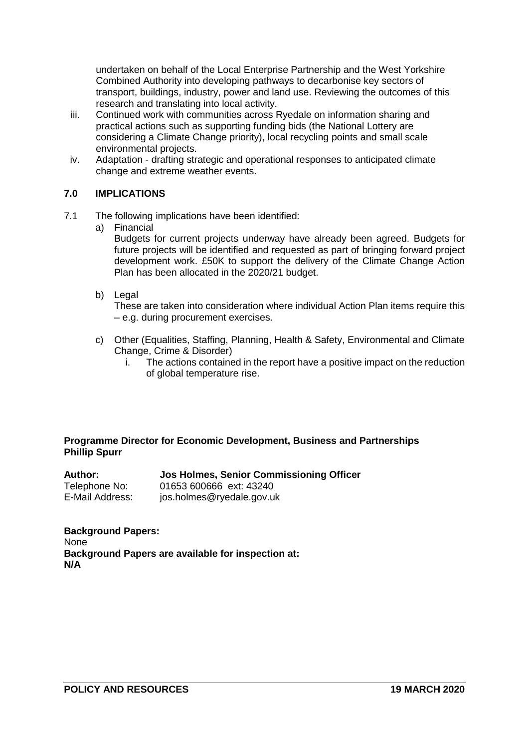undertaken on behalf of the Local Enterprise Partnership and the West Yorkshire Combined Authority into developing pathways to decarbonise key sectors of transport, buildings, industry, power and land use. Reviewing the outcomes of this research and translating into local activity.

iii. Continued work with communities across Ryedale on information sharing and practical actions such as supporting funding bids (the National Lottery are considering a Climate Change priority), local recycling points and small scale environmental projects.

iv. Adaptation - drafting strategic and operational responses to anticipated climate change and extreme weather events.

## 7.0 IMPLICATIONS

7.1 The following implications have been identified:

a) Financial

Budgets for current projects underway have already been agreed. Budgets for future projects will be identified and requested as part of bringing forward project development work. £50K to support the delivery of the Climate Change Action Plan has been allocated in the 2020/21 budget.

b) Legal

These are taken into consideration where individual Action Plan items require this – e.g. during procurement exercises.

c) Other (Equalities, Staffing, Planning, Health & Safety, Environmental and Climate Change, Crime & Disorder)

i. The actions contained in the report have a positive impact on the reduction of global temperature rise.

**Programme Director for Economic Development, Business and Partnerships**
**Phillip Spurr**

**Author:** **Jos Holmes, Senior Commissioning Officer**
Telephone No: 01653 600666 ext: 43240
E-Mail Address: jos.holmes@ryedale.gov.uk

**Background Papers:**
None
**Background Papers are available for inspection at:**
**N/A**